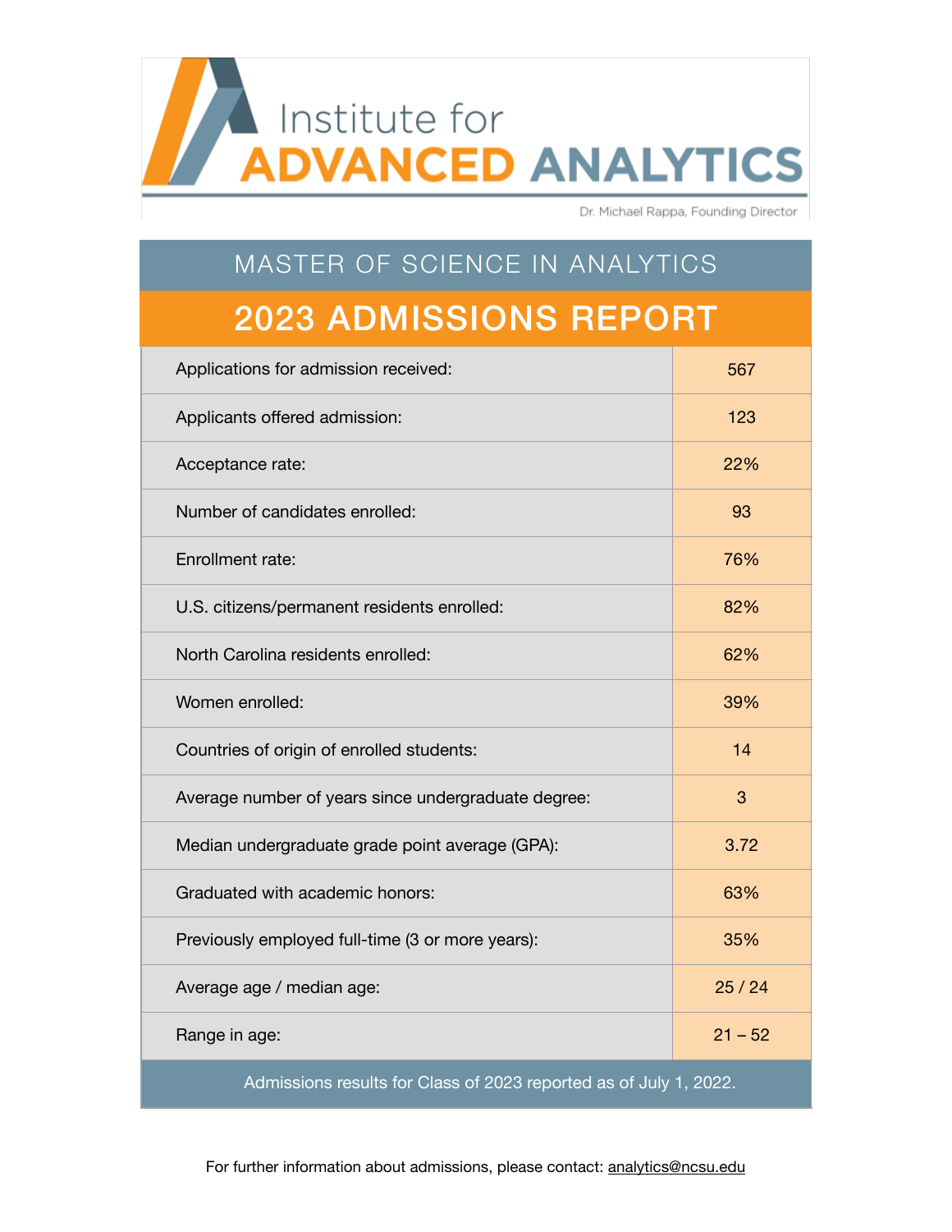# Institute for ADVANCED ANALYTICS

Dr. Michael Rappa, Founding Director

## MASTER OF SCIENCE IN ANALYTICS

## 2023 ADMISSIONS REPORT

| | |
|---|---|
| Applications for admission received: | 567 |
| Applicants offered admission: | 123 |
| Acceptance rate: | 22% |
| Number of candidates enrolled: | 93 |
| Enrollment rate: | 76% |
| U.S. citizens/permanent residents enrolled: | 82% |
| North Carolina residents enrolled: | 62% |
| Women enrolled: | 39% |
| Countries of origin of enrolled students: | 14 |
| Average number of years since undergraduate degree: | 3 |
| Median undergraduate grade point average (GPA): | 3.72 |
| Graduated with academic honors: | 63% |
| Previously employed full-time (3 or more years): | 35% |
| Average age / median age: | 25 / 24 |
| Range in age: | 21 – 52 |

Admissions results for Class of 2023 reported as of July 1, 2022.

For further information about admissions, please contact: analytics@ncsu.edu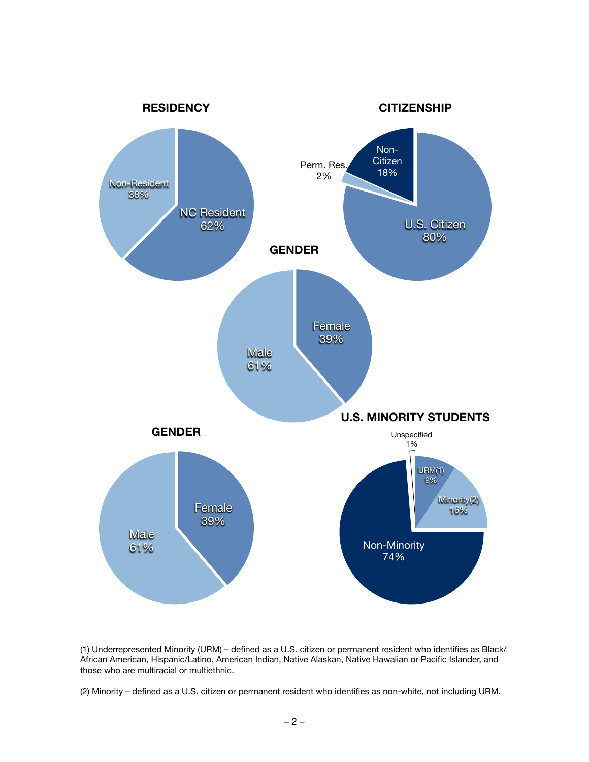## RESIDENCY

- Non-Resident 38%
- NC Resident 62%

## CITIZENSHIP

- Non-Citizen 18%
- Perm. Res. 2%
- U.S. Citizen 80%

## GENDER

- Female 39%
- Male 61%

## GENDER

- Female 39%
- Male 61%

## U.S. MINORITY STUDENTS

- Unspecified 1%
- URM(1) 9%
- Minority(2) 16%
- Non-Minority 74%

(1) Underrepresented Minority (URM) – defined as a U.S. citizen or permanent resident who identifies as Black/African American, Hispanic/Latino, American Indian, Native Alaskan, Native Hawaiian or Pacific Islander, and those who are multiracial or multiethnic.

(2) Minority – defined as a U.S. citizen or permanent resident who identifies as non-white, not including URM.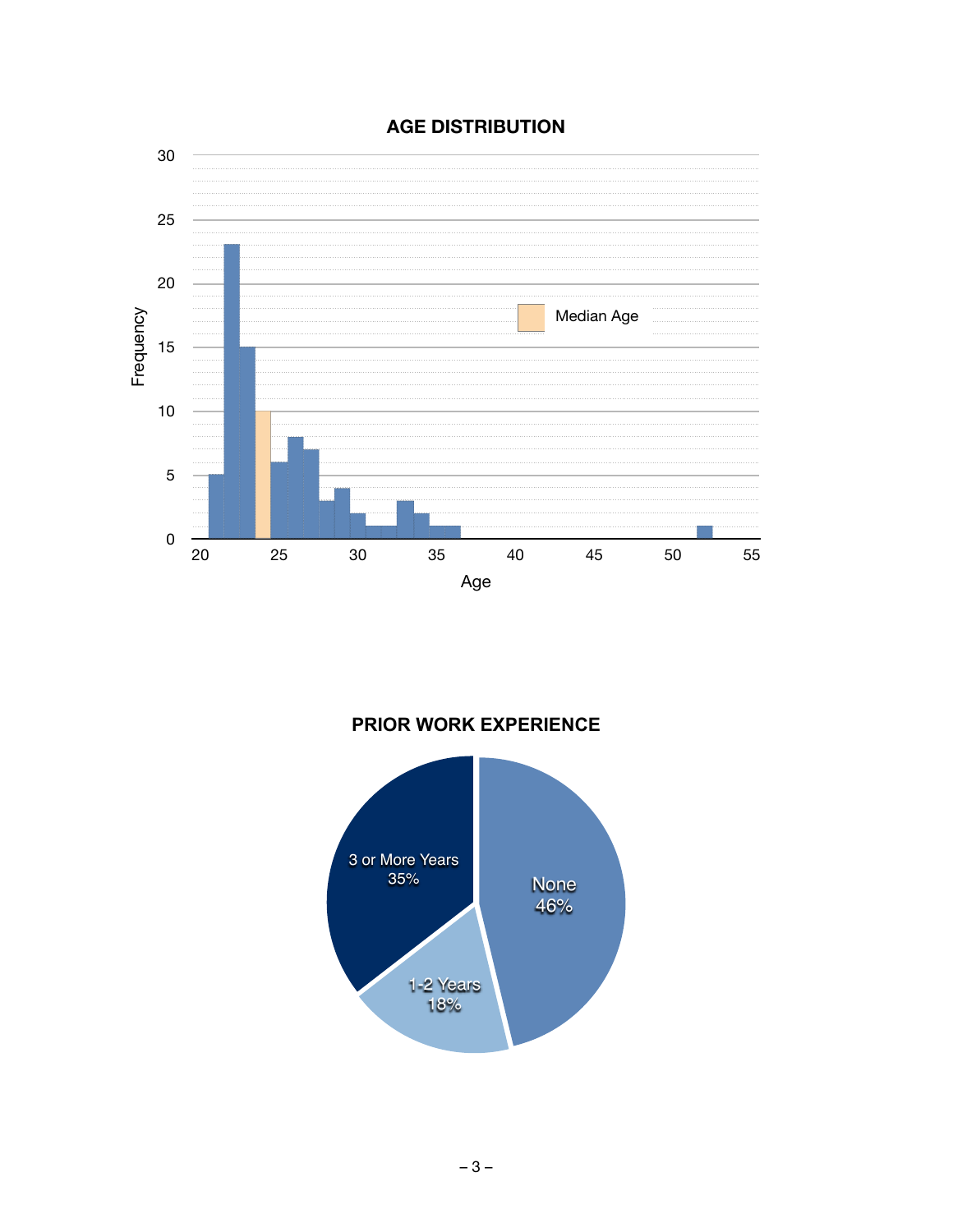## AGE DISTRIBUTION

## PRIOR WORK EXPERIENCE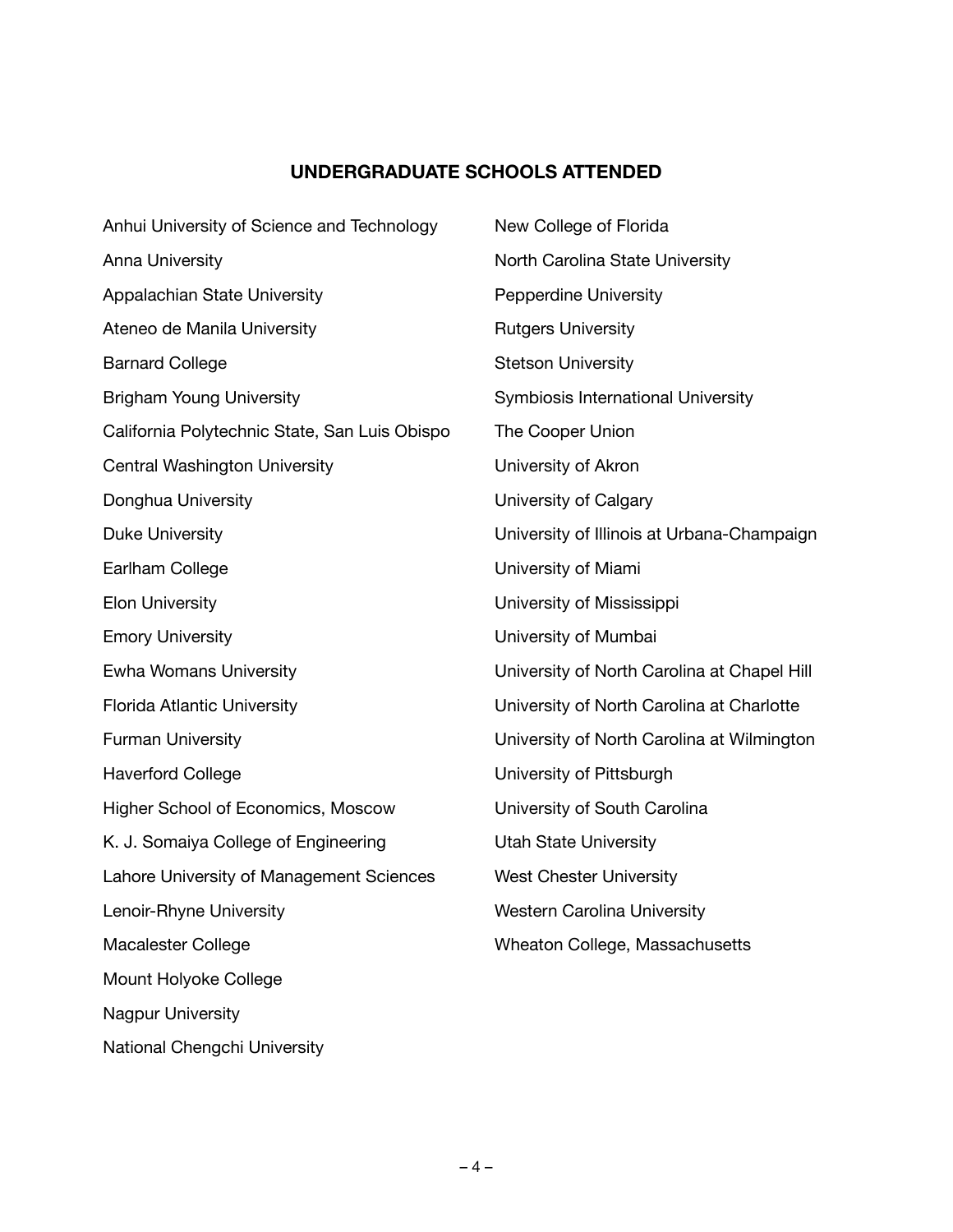## UNDERGRADUATE SCHOOLS ATTENDED

Anhui University of Science and Technology

Anna University

Appalachian State University

Ateneo de Manila University

Barnard College

Brigham Young University

California Polytechnic State, San Luis Obispo

Central Washington University

Donghua University

Duke University

Earlham College

Elon University

Emory University

Ewha Womans University

Florida Atlantic University

Furman University

Haverford College

Higher School of Economics, Moscow

K. J. Somaiya College of Engineering

Lahore University of Management Sciences

Lenoir-Rhyne University

Macalester College

Mount Holyoke College

Nagpur University

National Chengchi University

New College of Florida

North Carolina State University

Pepperdine University

Rutgers University

Stetson University

Symbiosis International University

The Cooper Union

University of Akron

University of Calgary

University of Illinois at Urbana-Champaign

University of Miami

University of Mississippi

University of Mumbai

University of North Carolina at Chapel Hill

University of North Carolina at Charlotte

University of North Carolina at Wilmington

University of Pittsburgh

University of South Carolina

Utah State University

West Chester University

Western Carolina University

Wheaton College, Massachusetts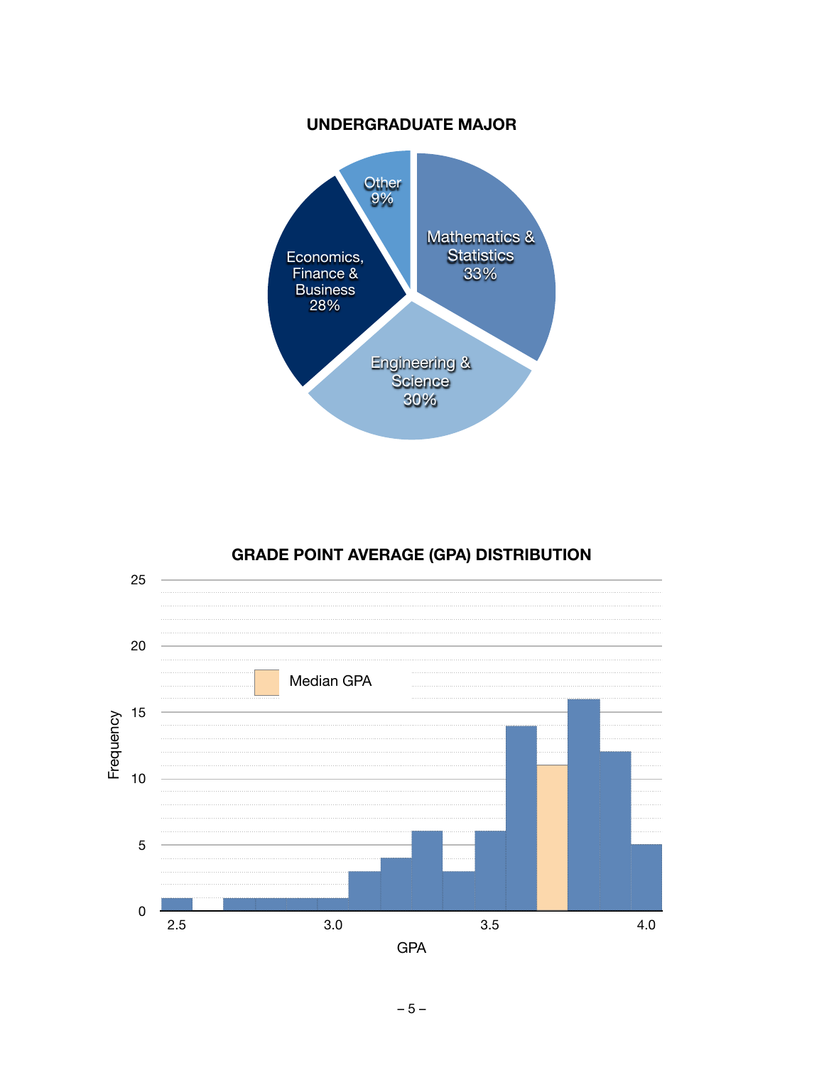## UNDERGRADUATE MAJOR

| Major | Percentage |
|---|---|
| Mathematics & Statistics | 33% |
| Engineering & Science | 30% |
| Economics, Finance & Business | 28% |
| Other | 9% |

## GRADE POINT AVERAGE (GPA) DISTRIBUTION

Median GPA

Frequency

GPA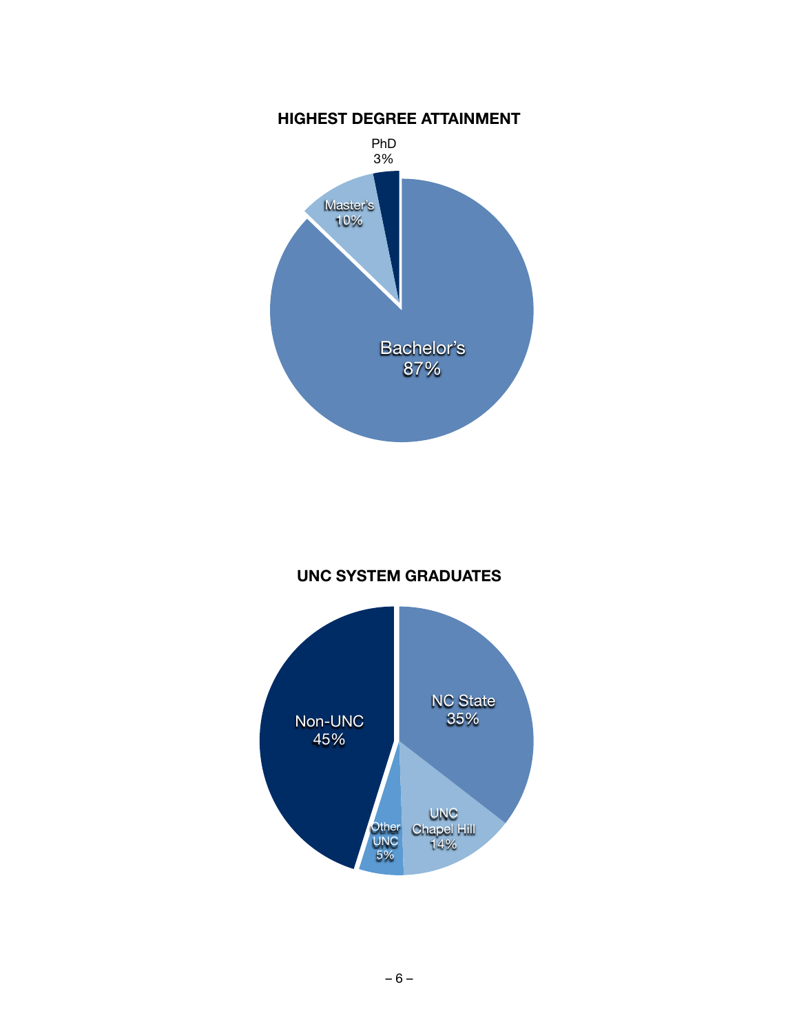## HIGHEST DEGREE ATTAINMENT

| Degree | Percentage |
| --- | --- |
| Bachelor's | 87% |
| Master's | 10% |
| PhD | 3% |

## UNC SYSTEM GRADUATES

| Institution | Percentage |
| --- | --- |
| Non-UNC | 45% |
| NC State | 35% |
| UNC Chapel Hill | 14% |
| Other UNC | 5% |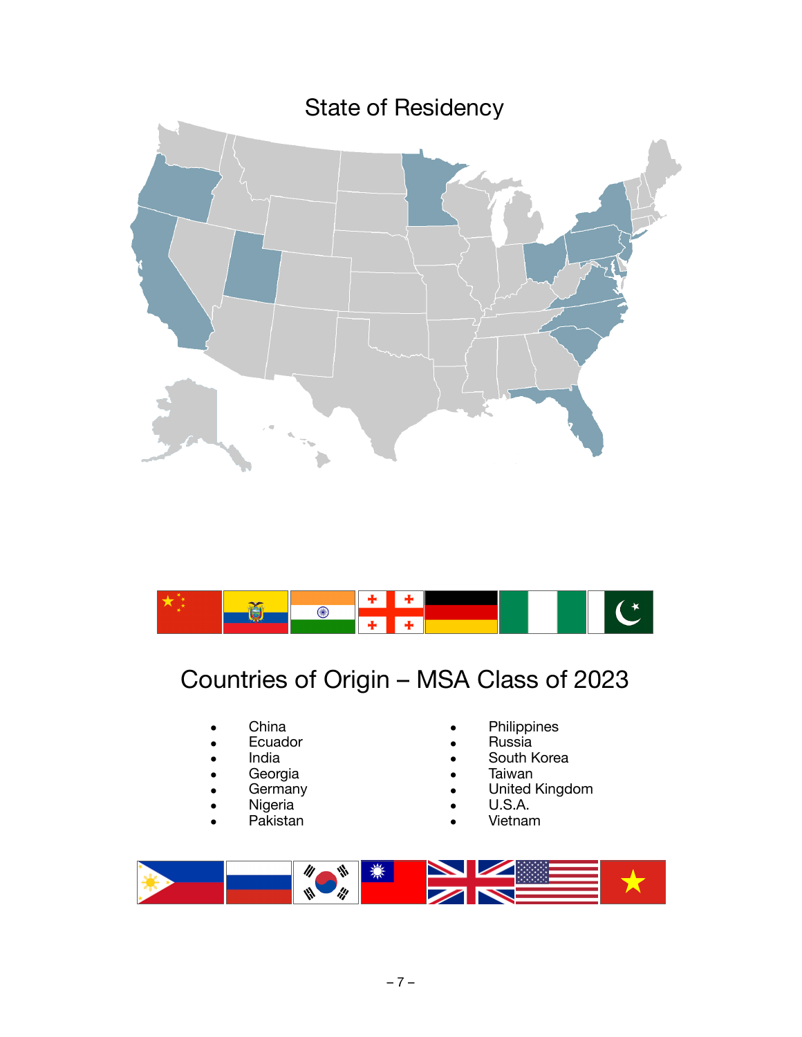## State of Residency

## Countries of Origin – MSA Class of 2023

- China
- Ecuador
- India
- Georgia
- Germany
- Nigeria
- Pakistan
- Philippines
- Russia
- South Korea
- Taiwan
- United Kingdom
- U.S.A.
- Vietnam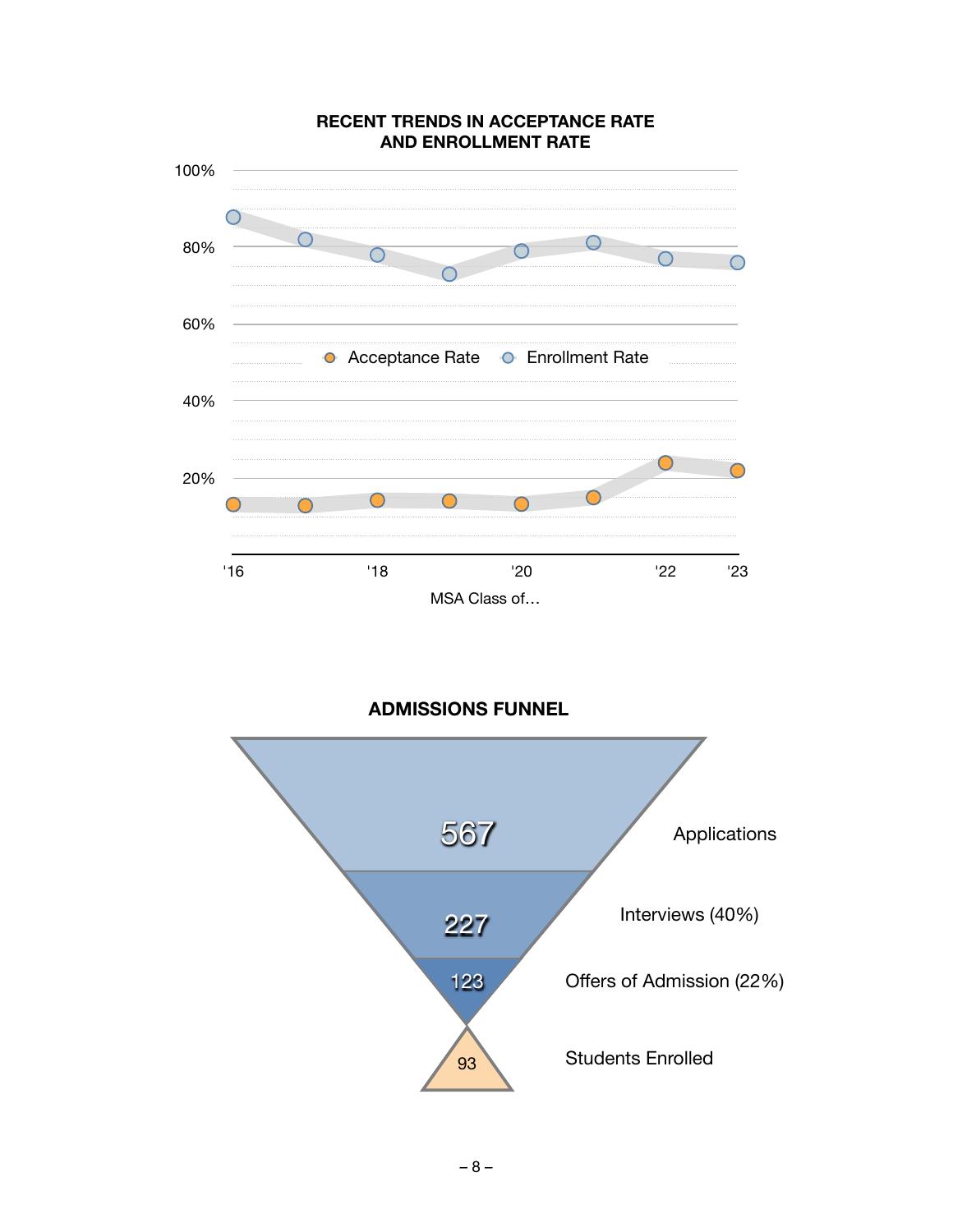**RECENT TRENDS IN ACCEPTANCE RATE AND ENROLLMENT RATE**

100%

80%

60%

40%

20%

Acceptance Rate  Enrollment Rate

'16 '18 '20 '22 '23

MSA Class of…

**ADMISSIONS FUNNEL**

567 Applications

227 Interviews (40%)

123 Offers of Admission (22%)

93 Students Enrolled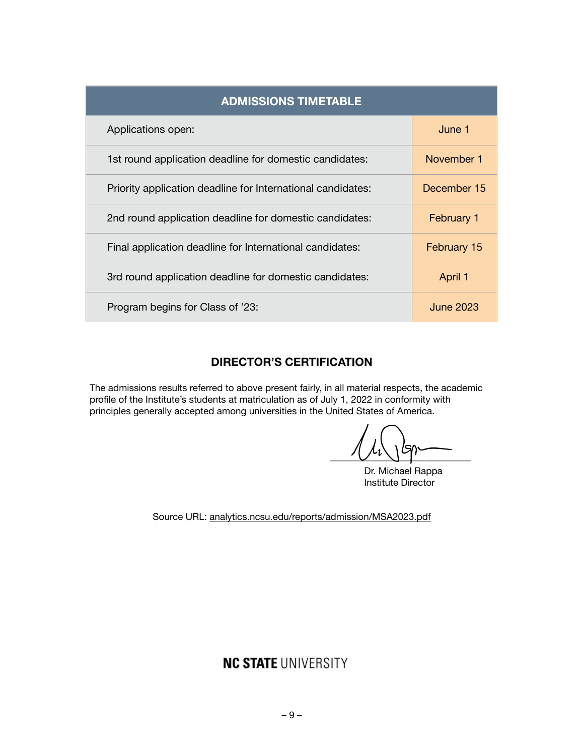| ADMISSIONS TIMETABLE | |
|---|---|
| Applications open: | June 1 |
| 1st round application deadline for domestic candidates: | November 1 |
| Priority application deadline for International candidates: | December 15 |
| 2nd round application deadline for domestic candidates: | February 1 |
| Final application deadline for International candidates: | February 15 |
| 3rd round application deadline for domestic candidates: | April 1 |
| Program begins for Class of ’23: | June 2023 |

## DIRECTOR’S CERTIFICATION

The admissions results referred to above present fairly, in all material respects, the academic profile of the Institute’s students at matriculation as of July 1, 2022 in conformity with principles generally accepted among universities in the United States of America.

Dr. Michael Rappa
Institute Director

Source URL: analytics.ncsu.edu/reports/admission/MSA2023.pdf

**NC STATE** UNIVERSITY